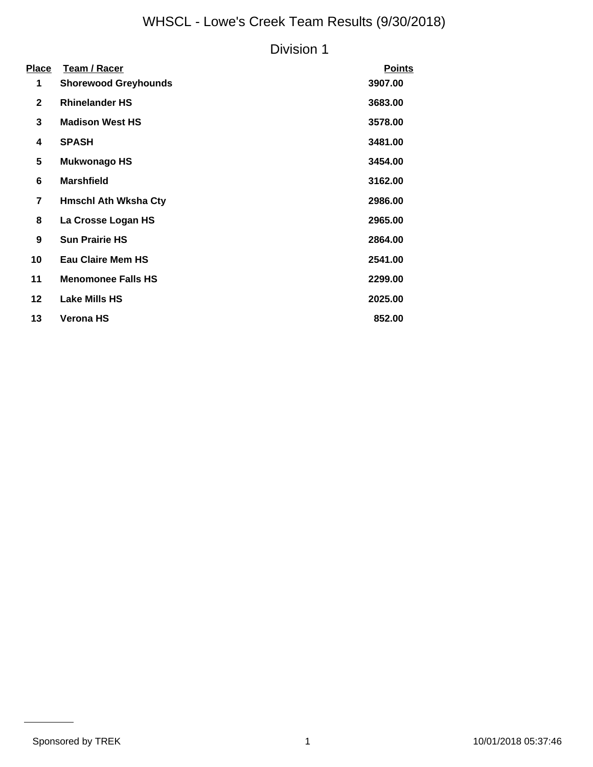# WHSCL - Lowe's Creek Team Results (9/30/2018)

## Division 1

| Place | Team / Racer | Points |
|---|---|---|
| 1 | **Shorewood Greyhounds** | **3907.00** |
| 2 | **Rhinelander HS** | **3683.00** |
| 3 | **Madison West HS** | **3578.00** |
| 4 | **SPASH** | **3481.00** |
| 5 | **Mukwonago HS** | **3454.00** |
| 6 | **Marshfield** | **3162.00** |
| 7 | **Hmschl Ath Wksha Cty** | **2986.00** |
| 8 | **La Crosse Logan HS** | **2965.00** |
| 9 | **Sun Prairie HS** | **2864.00** |
| 10 | **Eau Claire Mem HS** | **2541.00** |
| 11 | **Menomonee Falls HS** | **2299.00** |
| 12 | **Lake Mills HS** | **2025.00** |
| 13 | **Verona HS** | **852.00** |

Sponsored by TREK

10/01/2018 05:37:46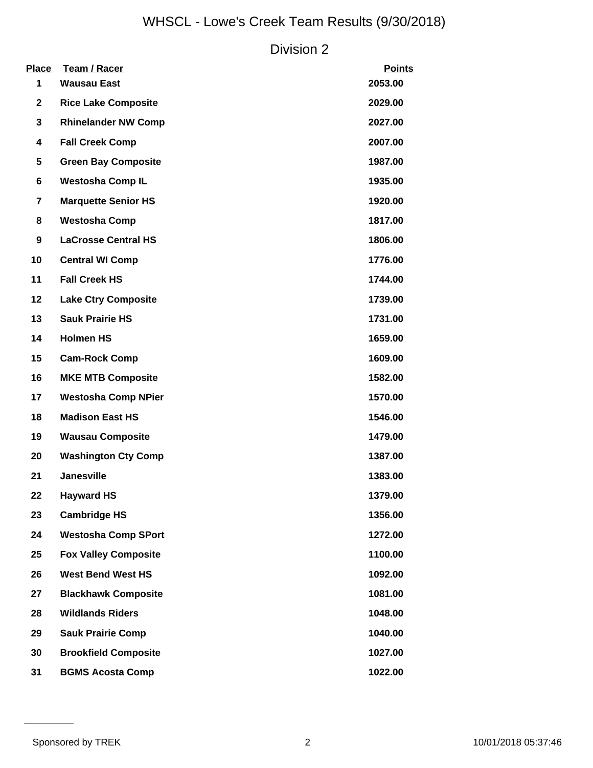# WHSCL - Lowe's Creek Team Results (9/30/2018)

## Division 2

| Place | Team / Racer | Points |
|---|---|---|
| 1 | **Wausau East** | 2053.00 |
| 2 | **Rice Lake Composite** | 2029.00 |
| 3 | **Rhinelander NW Comp** | 2027.00 |
| 4 | **Fall Creek Comp** | 2007.00 |
| 5 | **Green Bay Composite** | 1987.00 |
| 6 | **Westosha Comp IL** | 1935.00 |
| 7 | **Marquette Senior HS** | 1920.00 |
| 8 | **Westosha Comp** | 1817.00 |
| 9 | **LaCrosse Central HS** | 1806.00 |
| 10 | **Central WI Comp** | 1776.00 |
| 11 | **Fall Creek HS** | 1744.00 |
| 12 | **Lake Ctry Composite** | 1739.00 |
| 13 | **Sauk Prairie HS** | 1731.00 |
| 14 | **Holmen HS** | 1659.00 |
| 15 | **Cam-Rock Comp** | 1609.00 |
| 16 | **MKE MTB Composite** | 1582.00 |
| 17 | **Westosha Comp NPier** | 1570.00 |
| 18 | **Madison East HS** | 1546.00 |
| 19 | **Wausau Composite** | 1479.00 |
| 20 | **Washington Cty Comp** | 1387.00 |
| 21 | **Janesville** | 1383.00 |
| 22 | **Hayward HS** | 1379.00 |
| 23 | **Cambridge HS** | 1356.00 |
| 24 | **Westosha Comp SPort** | 1272.00 |
| 25 | **Fox Valley Composite** | 1100.00 |
| 26 | **West Bend West HS** | 1092.00 |
| 27 | **Blackhawk Composite** | 1081.00 |
| 28 | **Wildlands Riders** | 1048.00 |
| 29 | **Sauk Prairie Comp** | 1040.00 |
| 30 | **Brookfield Composite** | 1027.00 |
| 31 | **BGMS Acosta Comp** | 1022.00 |

Sponsored by TREK

10/01/2018 05:37:46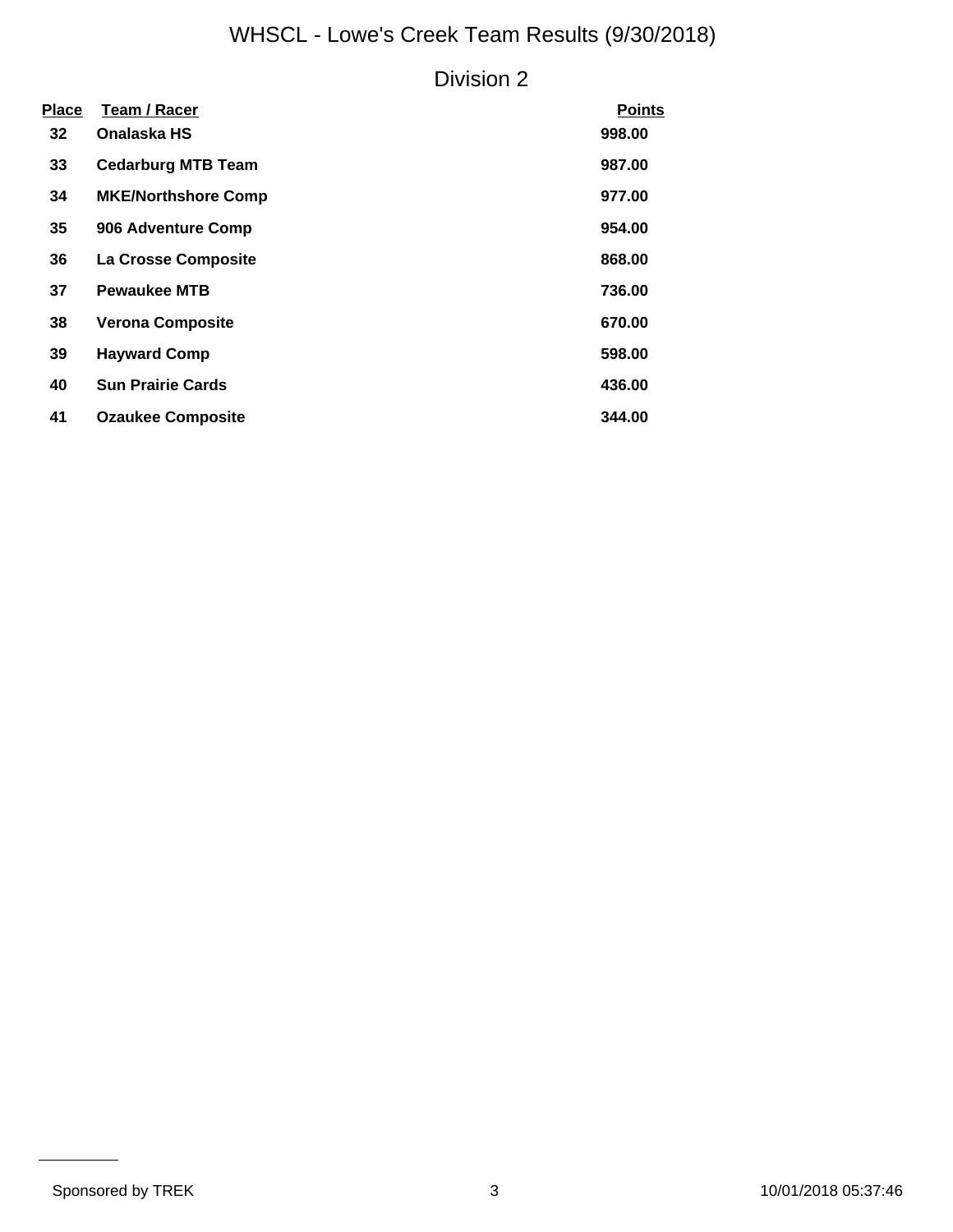# WHSCL - Lowe's Creek Team Results (9/30/2018)

## Division 2

| Place | Team / Racer | Points |
|---|---|---|
| 32 | **Onalaska HS** | **998.00** |
| 33 | **Cedarburg MTB Team** | **987.00** |
| 34 | **MKE/Northshore Comp** | **977.00** |
| 35 | **906 Adventure Comp** | **954.00** |
| 36 | **La Crosse Composite** | **868.00** |
| 37 | **Pewaukee MTB** | **736.00** |
| 38 | **Verona Composite** | **670.00** |
| 39 | **Hayward Comp** | **598.00** |
| 40 | **Sun Prairie Cards** | **436.00** |
| 41 | **Ozaukee Composite** | **344.00** |

Sponsored by TREK

10/01/2018 05:37:46